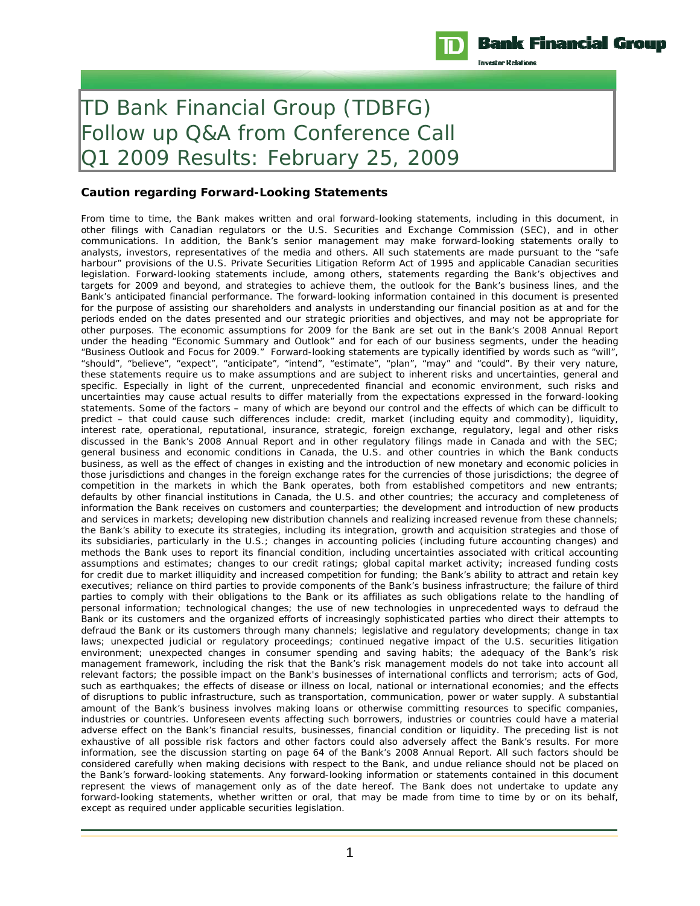# TD Bank Financial Group (TDBFG) Follow up Q&A from Conference Call Q1 2009 Results: February 25, 2009

**Caution regarding Forward-Looking Statements**

From time to time, the Bank makes written and oral forward-looking statements, including in this document, in other filings with Canadian regulators or the U.S. Securities and Exchange Commission (SEC), and in other communications. In addition, the Bank's senior management may make forward-looking statements orally to analysts, investors, representatives of the media and others. All such statements are made pursuant to the "safe harbour" provisions of the U.S. Private Securities Litigation Reform Act of 1995 and applicable Canadian securities legislation. Forward-looking statements include, among others, statements regarding the Bank's objectives and targets for 2009 and beyond, and strategies to achieve them, the outlook for the Bank's business lines, and the Bank's anticipated financial performance. The forward-looking information contained in this document is presented for the purpose of assisting our shareholders and analysts in understanding our financial position as at and for the periods ended on the dates presented and our strategic priorities and objectives, and may not be appropriate for other purposes. The economic assumptions for 2009 for the Bank are set out in the Bank's 2008 Annual Report under the heading "Economic Summary and Outlook" and for each of our business segments, under the heading "Business Outlook and Focus for 2009." Forward-looking statements are typically identified by words such as "will", "should", "believe", "expect", "anticipate", "intend", "estimate", "plan", "may" and "could". By their very nature, these statements require us to make assumptions and are subject to inherent risks and uncertainties, general and specific. Especially in light of the current, unprecedented financial and economic environment, such risks and uncertainties may cause actual results to differ materially from the expectations expressed in the forward-looking statements. Some of the factors – many of which are beyond our control and the effects of which can be difficult to predict – that could cause such differences include: credit, market (including equity and commodity), liquidity, interest rate, operational, reputational, insurance, strategic, foreign exchange, regulatory, legal and other risks discussed in the Bank's 2008 Annual Report and in other regulatory filings made in Canada and with the SEC; general business and economic conditions in Canada, the U.S. and other countries in which the Bank conducts business, as well as the effect of changes in existing and the introduction of new monetary and economic policies in those jurisdictions and changes in the foreign exchange rates for the currencies of those jurisdictions; the degree of competition in the markets in which the Bank operates, both from established competitors and new entrants; defaults by other financial institutions in Canada, the U.S. and other countries; the accuracy and completeness of information the Bank receives on customers and counterparties; the development and introduction of new products and services in markets; developing new distribution channels and realizing increased revenue from these channels; the Bank's ability to execute its strategies, including its integration, growth and acquisition strategies and those of its subsidiaries, particularly in the U.S.; changes in accounting policies (including future accounting changes) and methods the Bank uses to report its financial condition, including uncertainties associated with critical accounting assumptions and estimates; changes to our credit ratings; global capital market activity; increased funding costs for credit due to market illiquidity and increased competition for funding; the Bank's ability to attract and retain key executives; reliance on third parties to provide components of the Bank's business infrastructure; the failure of third parties to comply with their obligations to the Bank or its affiliates as such obligations relate to the handling of personal information; technological changes; the use of new technologies in unprecedented ways to defraud the Bank or its customers and the organized efforts of increasingly sophisticated parties who direct their attempts to defraud the Bank or its customers through many channels; legislative and regulatory developments; change in tax laws; unexpected judicial or regulatory proceedings; continued negative impact of the U.S. securities litigation environment; unexpected changes in consumer spending and saving habits; the adequacy of the Bank's risk management framework, including the risk that the Bank's risk management models do not take into account all relevant factors; the possible impact on the Bank's businesses of international conflicts and terrorism; acts of God, such as earthquakes; the effects of disease or illness on local, national or international economies; and the effects of disruptions to public infrastructure, such as transportation, communication, power or water supply. A substantial amount of the Bank's business involves making loans or otherwise committing resources to specific companies, industries or countries. Unforeseen events affecting such borrowers, industries or countries could have a material adverse effect on the Bank's financial results, businesses, financial condition or liquidity. The preceding list is not exhaustive of all possible risk factors and other factors could also adversely affect the Bank's results. For more information, see the discussion starting on page 64 of the Bank's 2008 Annual Report. All such factors should be considered carefully when making decisions with respect to the Bank, and undue reliance should not be placed on the Bank's forward-looking statements. Any forward-looking information or statements contained in this document represent the views of management only as of the date hereof. The Bank does not undertake to update any forward-looking statements, whether written or oral, that may be made from time to time by or on its behalf, except as required under applicable securities legislation.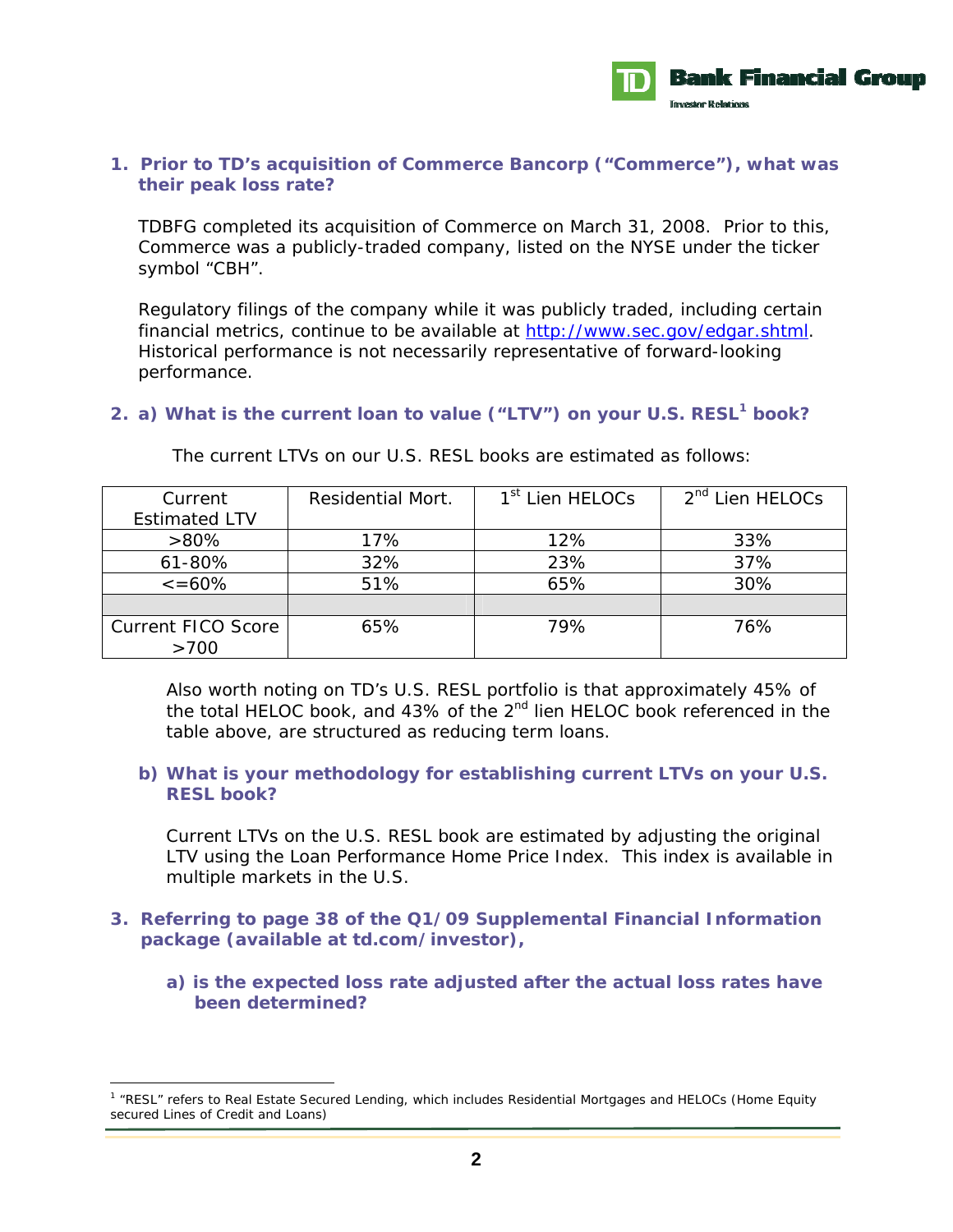**1. Prior to TD's acquisition of Commerce Bancorp ("Commerce"), what was their peak loss rate?**

TDBFG completed its acquisition of Commerce on March 31, 2008. Prior to this, Commerce was a publicly-traded company, listed on the NYSE under the ticker symbol "CBH".

Regulatory filings of the company while it was publicly traded, including certain financial metrics, continue to be available at http://www.sec.gov/edgar.shtml. Historical performance is not necessarily representative of forward-looking performance.

**2. a) What is the current loan to value ("LTV") on your U.S. RESL[1] book?**

The current LTVs on our U.S. RESL books are estimated as follows:

| Current Estimated LTV | Residential Mort. | 1st Lien HELOCs | 2nd Lien HELOCs |
|---|---|---|---|
| >80% | 17% | 12% | 33% |
| 61-80% | 32% | 23% | 37% |
| <=60% | 51% | 65% | 30% |
| | | | |
| Current FICO Score >700 | 65% | 79% | 76% |

Also worth noting on TD's U.S. RESL portfolio is that approximately 45% of the total HELOC book, and 43% of the 2nd lien HELOC book referenced in the table above, are structured as reducing term loans.

**b) What is your methodology for establishing current LTVs on your U.S. RESL book?**

Current LTVs on the U.S. RESL book are estimated by adjusting the original LTV using the Loan Performance Home Price Index. This index is available in multiple markets in the U.S.

**3. Referring to page 38 of the Q1/09 Supplemental Financial Information package (available at td.com/investor),**

**a) is the expected loss rate adjusted after the actual loss rates have been determined?**

[1] "RESL" refers to Real Estate Secured Lending, which includes Residential Mortgages and HELOCs (Home Equity secured Lines of Credit and Loans)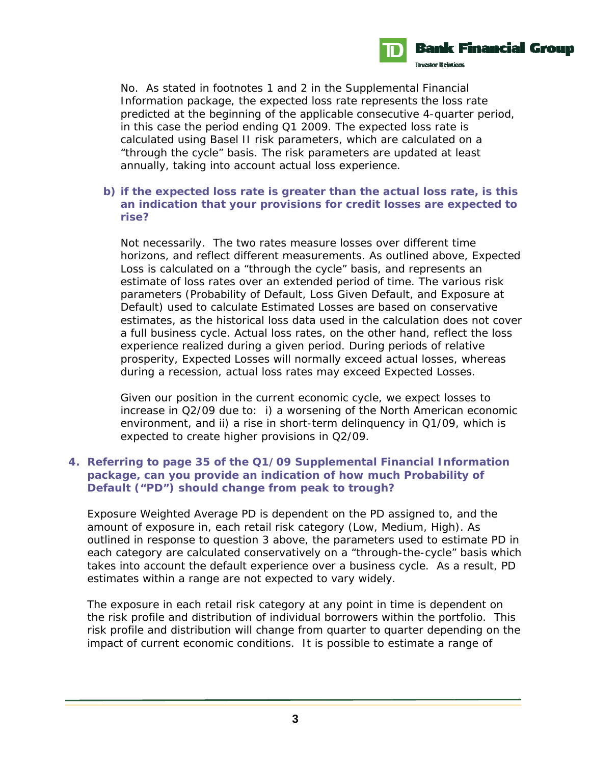No. As stated in footnotes 1 and 2 in the Supplemental Financial Information package, the expected loss rate represents the loss rate predicted at the beginning of the applicable consecutive 4-quarter period, in this case the period ending Q1 2009. The expected loss rate is calculated using Basel II risk parameters, which are calculated on a "through the cycle" basis. The risk parameters are updated at least annually, taking into account actual loss experience.

**b) if the expected loss rate is greater than the actual loss rate, is this an indication that your provisions for credit losses are expected to rise?**

Not necessarily. The two rates measure losses over different time horizons, and reflect different measurements. As outlined above, Expected Loss is calculated on a "through the cycle" basis, and represents an estimate of loss rates over an extended period of time. The various risk parameters (Probability of Default, Loss Given Default, and Exposure at Default) used to calculate Estimated Losses are based on conservative estimates, as the historical loss data used in the calculation does not cover a full business cycle. Actual loss rates, on the other hand, reflect the loss experience realized during a given period. During periods of relative prosperity, Expected Losses will normally exceed actual losses, whereas during a recession, actual loss rates may exceed Expected Losses.

Given our position in the current economic cycle, we expect losses to increase in Q2/09 due to: i) a worsening of the North American economic environment, and ii) a rise in short-term delinquency in Q1/09, which is expected to create higher provisions in Q2/09.

**4. Referring to page 35 of the Q1/09 Supplemental Financial Information package, can you provide an indication of how much Probability of Default ("PD") should change from peak to trough?**

Exposure Weighted Average PD is dependent on the PD assigned to, and the amount of exposure in, each retail risk category (Low, Medium, High). As outlined in response to question 3 above, the parameters used to estimate PD in each category are calculated conservatively on a "through-the-cycle" basis which takes into account the default experience over a business cycle. As a result, PD estimates within a range are not expected to vary widely.

The exposure in each retail risk category at any point in time is dependent on the risk profile and distribution of individual borrowers within the portfolio. This risk profile and distribution will change from quarter to quarter depending on the impact of current economic conditions. It is possible to estimate a range of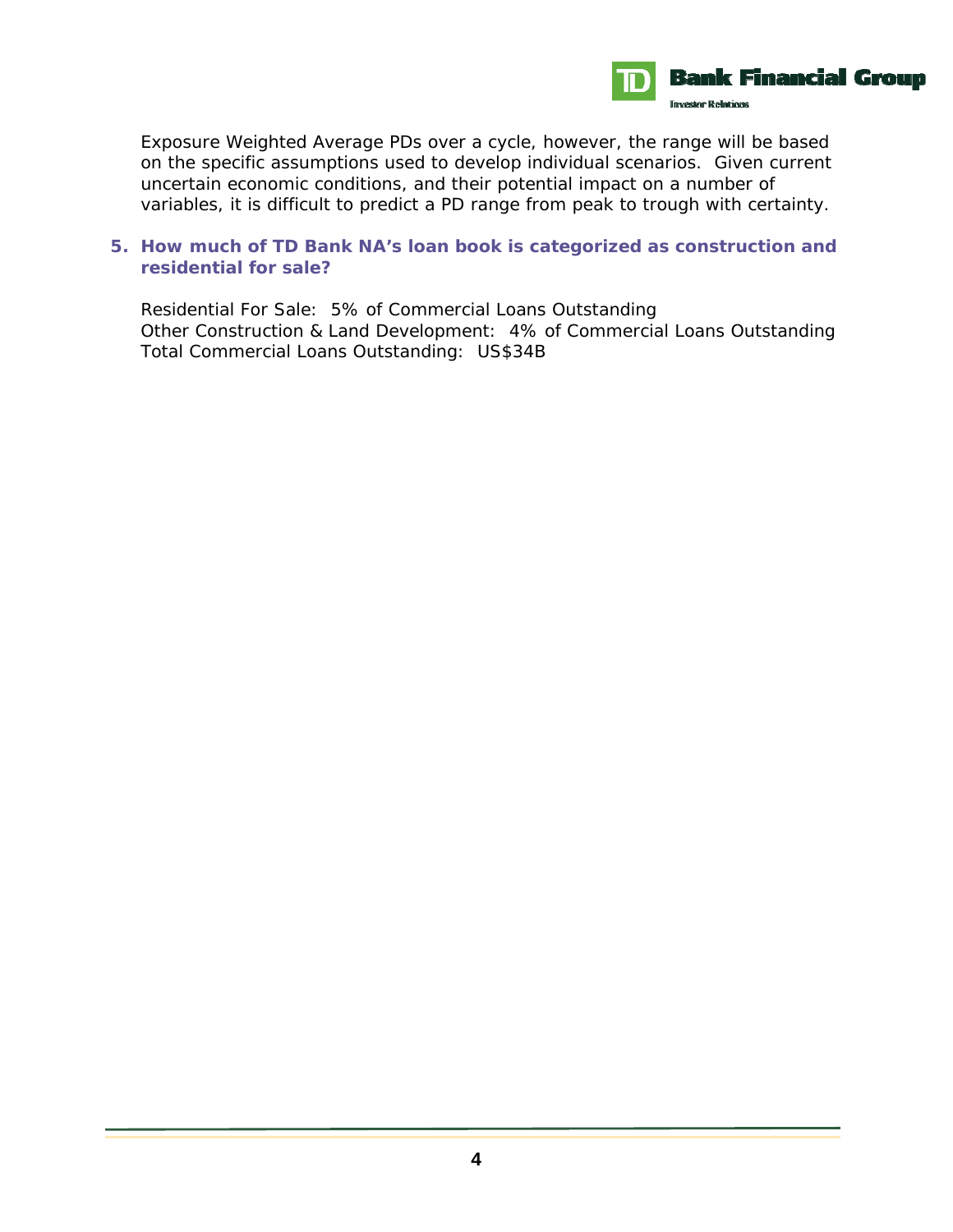Exposure Weighted Average PDs over a cycle, however, the range will be based on the specific assumptions used to develop individual scenarios. Given current uncertain economic conditions, and their potential impact on a number of variables, it is difficult to predict a PD range from peak to trough with certainty.

5. **How much of TD Bank NA's loan book is categorized as construction and residential for sale?**

   Residential For Sale: 5% of Commercial Loans Outstanding
   Other Construction & Land Development: 4% of Commercial Loans Outstanding
   Total Commercial Loans Outstanding: US$34B